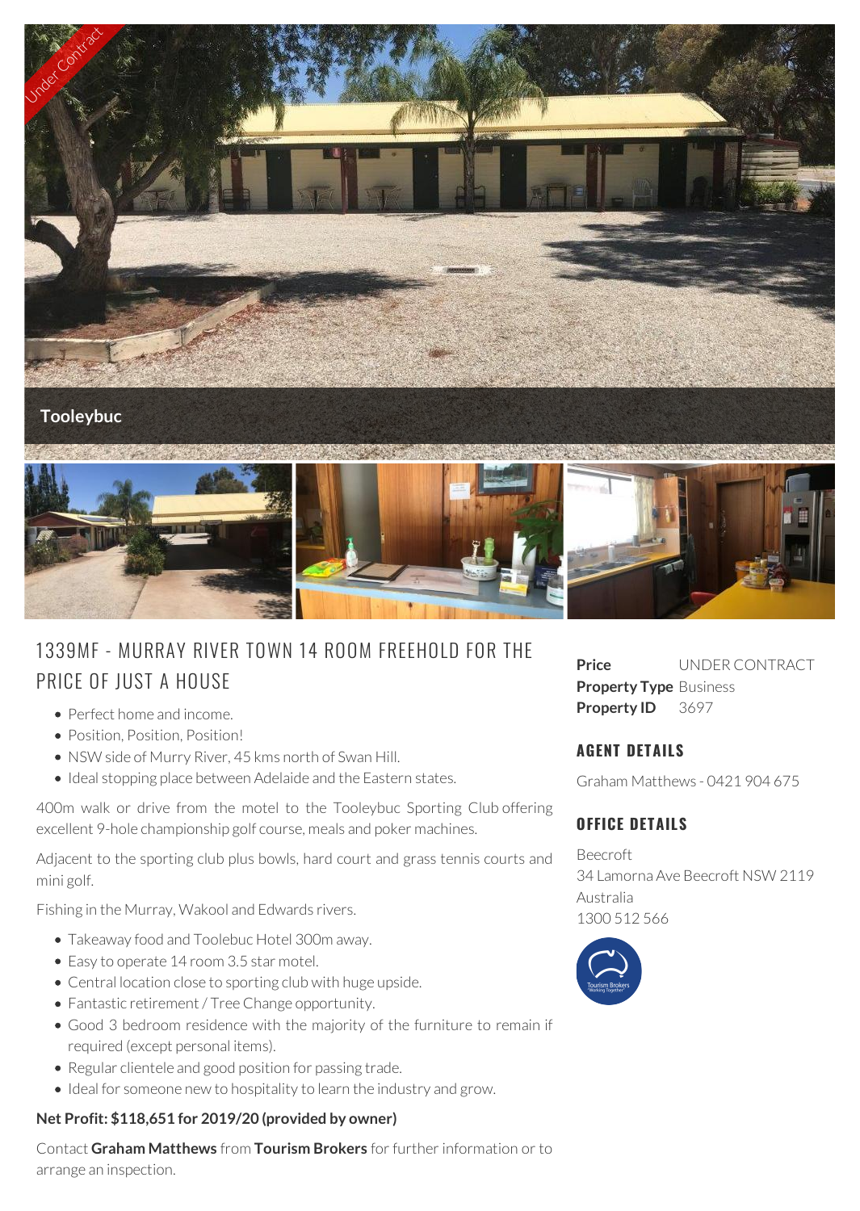Under Contract

Tooleybuc

# 1339MF - MURRAY RIVER TOWN 14 ROOM FREEHOLD FOR THE PRICE OF JUST A HOUSE

- Perfect home and income.
- Position, Position, Position!
- NSW side of Murry River, 45 kms north of Swan Hill.
- Ideal stopping place between Adelaide and the Eastern states.

400m walk or drive from the motel to the Tooleybuc Sporting Club offering excellent 9-hole championship golf course, meals and poker machines.

Adjacent to the sporting club plus bowls, hard court and grass tennis courts and mini golf.

Fishing in the Murray, Wakool and Edwards rivers.

- Takeaway food and Toolebuc Hotel 300m away.
- Easy to operate 14 room 3.5 star motel.
- Central location close to sporting club with huge upside.
- Fantastic retirement / Tree Change opportunity.
- Good 3 bedroom residence with the majority of the furniture to remain if required (except personal items).
- Regular clientele and good position for passing trade.
- Ideal for someone new to hospitality to learn the industry and grow.

**Net Profit: $118,651 for 2019/20 (provided by owner)**

Contact **Graham Matthews** from **Tourism Brokers** for further information or to arrange an inspection.

**Price** UNDER CONTRACT
**Property Type** Business
**Property ID** 3697

## AGENT DETAILS

Graham Matthews - 0421 904 675

## OFFICE DETAILS

Beecroft
34 Lamorna Ave Beecroft NSW 2119
Australia
1300 512 566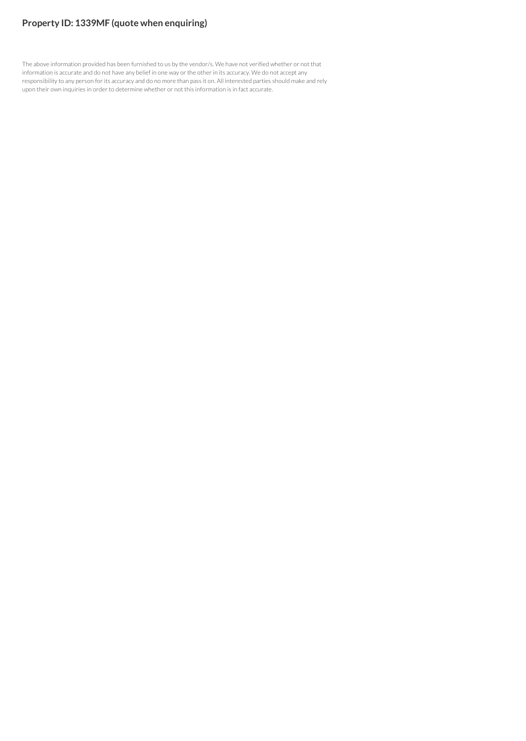**Property ID: 1339MF (quote when enquiring)**

The above information provided has been furnished to us by the vendor/s. We have not verified whether or not that information is accurate and do not have any belief in one way or the other in its accuracy. We do not accept any responsibility to any person for its accuracy and do no more than pass it on. All interested parties should make and rely upon their own inquiries in order to determine whether or not this information is in fact accurate.